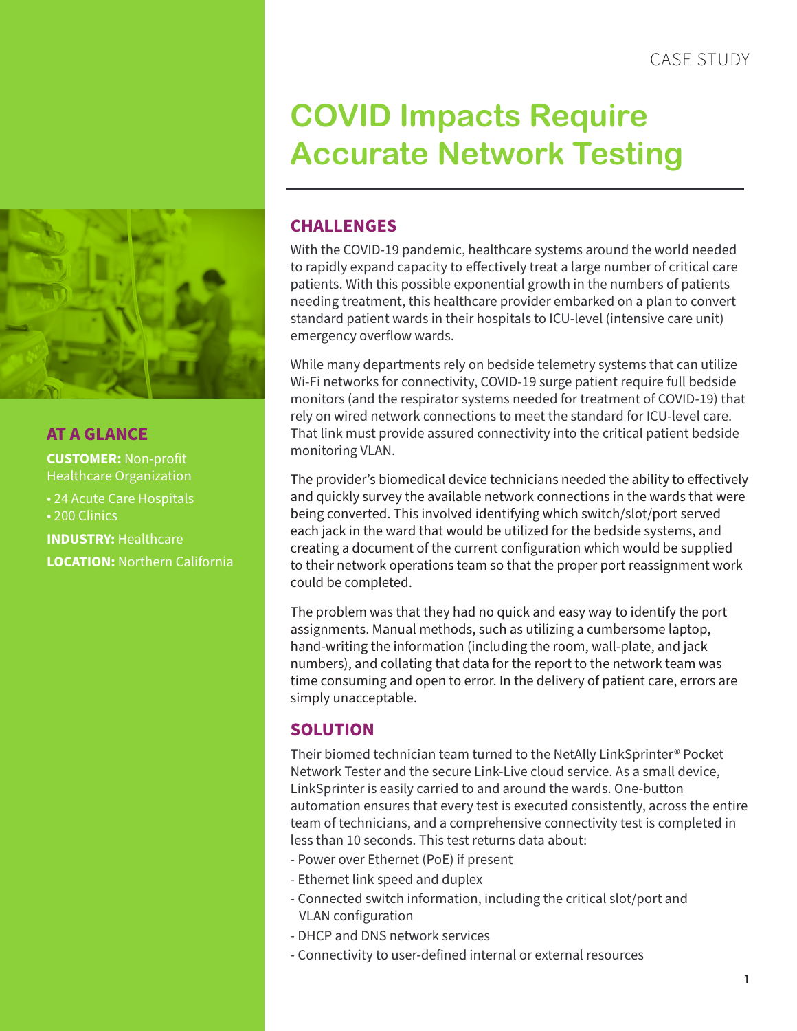CASE STUDY

# COVID Impacts Require Accurate Network Testing

## AT A GLANCE

**CUSTOMER:** Non-profit Healthcare Organization

- 24 Acute Care Hospitals
- 200 Clinics

**INDUSTRY:** Healthcare

**LOCATION:** Northern California

## CHALLENGES

With the COVID-19 pandemic, healthcare systems around the world needed to rapidly expand capacity to effectively treat a large number of critical care patients. With this possible exponential growth in the numbers of patients needing treatment, this healthcare provider embarked on a plan to convert standard patient wards in their hospitals to ICU-level (intensive care unit) emergency overflow wards.

While many departments rely on bedside telemetry systems that can utilize Wi-Fi networks for connectivity, COVID-19 surge patient require full bedside monitors (and the respirator systems needed for treatment of COVID-19) that rely on wired network connections to meet the standard for ICU-level care. That link must provide assured connectivity into the critical patient bedside monitoring VLAN.

The provider's biomedical device technicians needed the ability to effectively and quickly survey the available network connections in the wards that were being converted. This involved identifying which switch/slot/port served each jack in the ward that would be utilized for the bedside systems, and creating a document of the current configuration which would be supplied to their network operations team so that the proper port reassignment work could be completed.

The problem was that they had no quick and easy way to identify the port assignments. Manual methods, such as utilizing a cumbersome laptop, hand-writing the information (including the room, wall-plate, and jack numbers), and collating that data for the report to the network team was time consuming and open to error. In the delivery of patient care, errors are simply unacceptable.

## SOLUTION

Their biomed technician team turned to the NetAlly LinkSprinter® Pocket Network Tester and the secure Link-Live cloud service. As a small device, LinkSprinter is easily carried to and around the wards. One-button automation ensures that every test is executed consistently, across the entire team of technicians, and a comprehensive connectivity test is completed in less than 10 seconds. This test returns data about:

- Power over Ethernet (PoE) if present
- Ethernet link speed and duplex
- Connected switch information, including the critical slot/port and VLAN configuration
- DHCP and DNS network services
- Connectivity to user-defined internal or external resources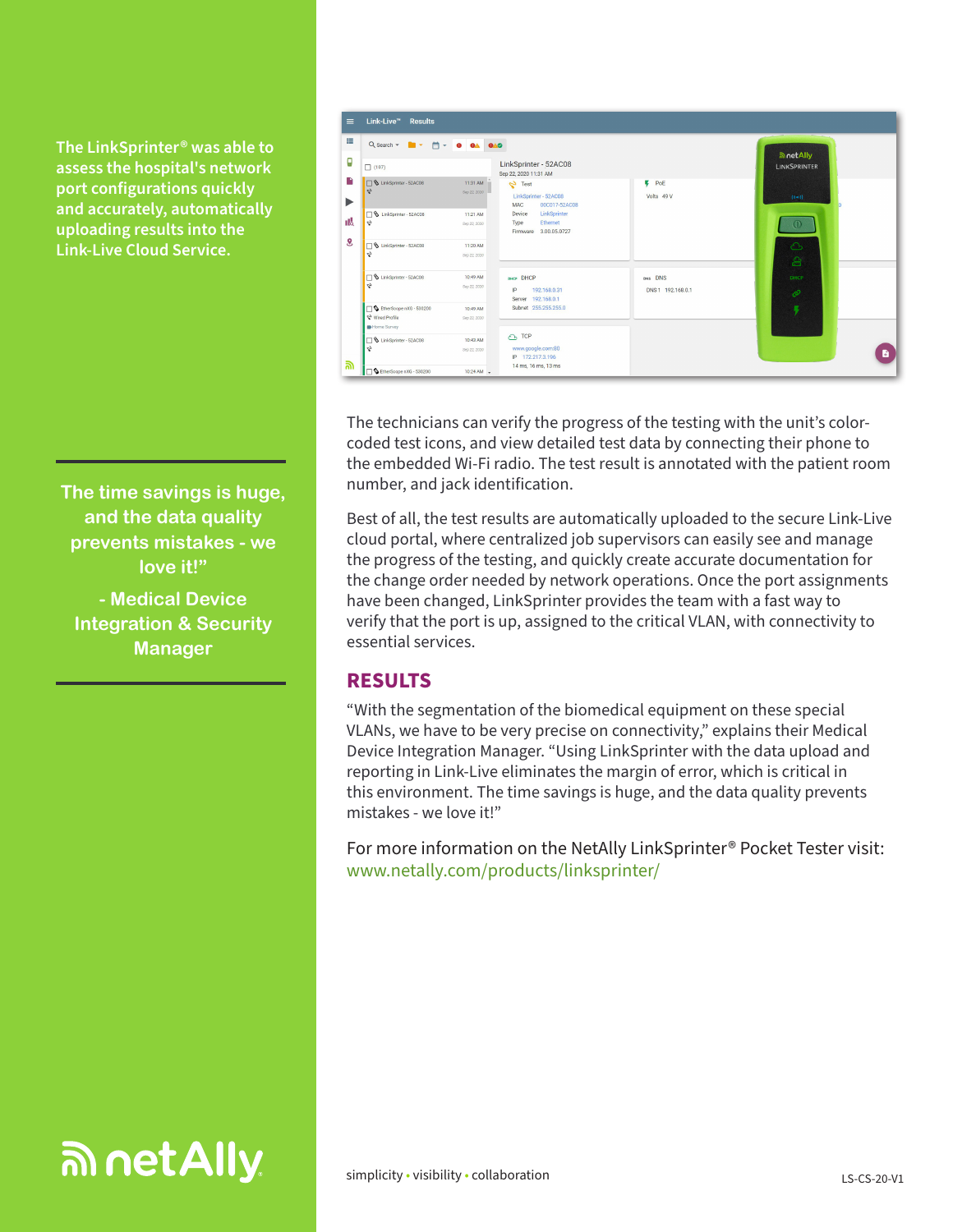The LinkSprinter® was able to assess the hospital's network port configurations quickly and accurately, automatically uploading results into the Link-Live Cloud Service.

The technicians can verify the progress of the testing with the unit's color-coded test icons, and view detailed test data by connecting their phone to the embedded Wi-Fi radio. The test result is annotated with the patient room number, and jack identification.

Best of all, the test results are automatically uploaded to the secure Link-Live cloud portal, where centralized job supervisors can easily see and manage the progress of the testing, and quickly create accurate documentation for the change order needed by network operations. Once the port assignments have been changed, LinkSprinter provides the team with a fast way to verify that the port is up, assigned to the critical VLAN, with connectivity to essential services.

**The time savings is huge, and the data quality prevents mistakes - we love it!"**

**- Medical Device Integration & Security Manager**

## RESULTS

"With the segmentation of the biomedical equipment on these special VLANs, we have to be very precise on connectivity," explains their Medical Device Integration Manager. "Using LinkSprinter with the data upload and reporting in Link-Live eliminates the margin of error, which is critical in this environment. The time savings is huge, and the data quality prevents mistakes - we love it!"

For more information on the NetAlly LinkSprinter® Pocket Tester visit: www.netally.com/products/linksprinter/

netAlly

simplicity • visibility • collaboration

LS-CS-20-V1